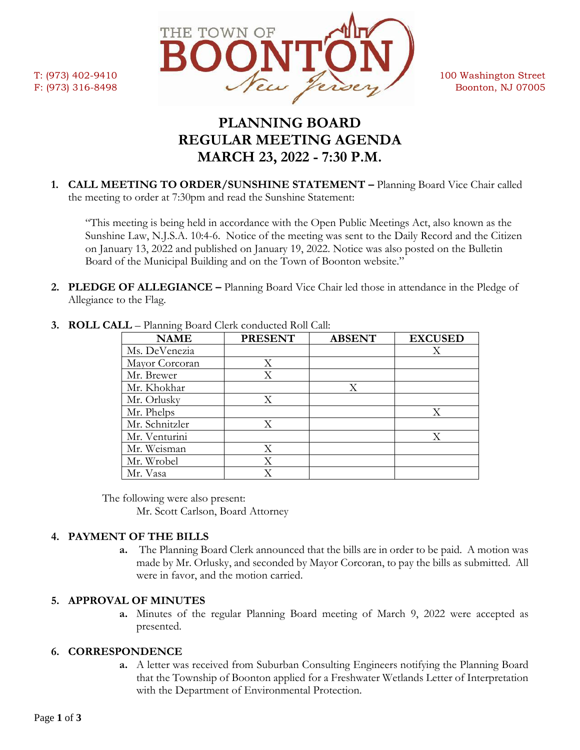T: (973) 402-9410
F: (973) 316-8498

THE TOWN OF BOONTON New Jersey

100 Washington Street
Boonton, NJ 07005

# PLANNING BOARD
# REGULAR MEETING AGENDA
# MARCH 23, 2022 - 7:30 P.M.

1. **CALL MEETING TO ORDER/SUNSHINE STATEMENT –** Planning Board Vice Chair called the meeting to order at 7:30pm and read the Sunshine Statement:

   "This meeting is being held in accordance with the Open Public Meetings Act, also known as the Sunshine Law, N.J.S.A. 10:4-6. Notice of the meeting was sent to the Daily Record and the Citizen on January 13, 2022 and published on January 19, 2022. Notice was also posted on the Bulletin Board of the Municipal Building and on the Town of Boonton website."

2. **PLEDGE OF ALLEGIANCE –** Planning Board Vice Chair led those in attendance in the Pledge of Allegiance to the Flag.

3. **ROLL CALL** – Planning Board Clerk conducted Roll Call:

| NAME | PRESENT | ABSENT | EXCUSED |
|---|---|---|---|
| Ms. DeVenezia | | | X |
| Mayor Corcoran | X | | |
| Mr. Brewer | X | | |
| Mr. Khokhar | | X | |
| Mr. Orlusky | X | | |
| Mr. Phelps | | | X |
| Mr. Schnitzler | X | | |
| Mr. Venturini | | | X |
| Mr. Weisman | X | | |
| Mr. Wrobel | X | | |
| Mr. Vasa | X | | |

   The following were also present:
   Mr. Scott Carlson, Board Attorney

4. **PAYMENT OF THE BILLS**
   a. The Planning Board Clerk announced that the bills are in order to be paid. A motion was made by Mr. Orlusky, and seconded by Mayor Corcoran, to pay the bills as submitted. All were in favor, and the motion carried.

5. **APPROVAL OF MINUTES**
   a. Minutes of the regular Planning Board meeting of March 9, 2022 were accepted as presented.

6. **CORRESPONDENCE**
   a. A letter was received from Suburban Consulting Engineers notifying the Planning Board that the Township of Boonton applied for a Freshwater Wetlands Letter of Interpretation with the Department of Environmental Protection.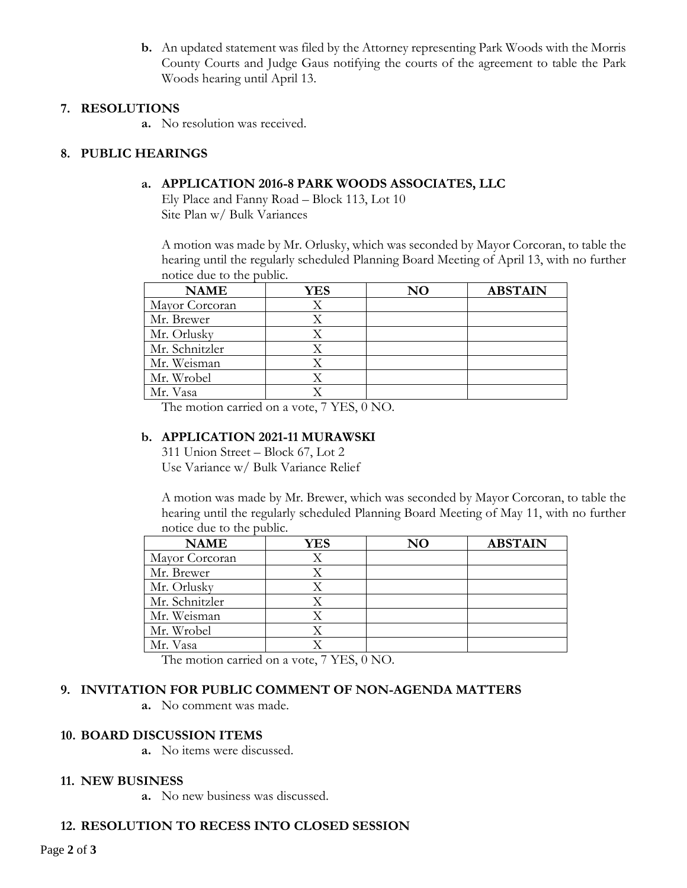**b.** An updated statement was filed by the Attorney representing Park Woods with the Morris County Courts and Judge Gaus notifying the courts of the agreement to table the Park Woods hearing until April 13.

## 7. RESOLUTIONS

**a.** No resolution was received.

## 8. PUBLIC HEARINGS

### a. APPLICATION 2016-8 PARK WOODS ASSOCIATES, LLC

Ely Place and Fanny Road – Block 113, Lot 10
Site Plan w/ Bulk Variances

A motion was made by Mr. Orlusky, which was seconded by Mayor Corcoran, to table the hearing until the regularly scheduled Planning Board Meeting of April 13, with no further notice due to the public.

| NAME | YES | NO | ABSTAIN |
|---|---|---|---|
| Mayor Corcoran | X | | |
| Mr. Brewer | X | | |
| Mr. Orlusky | X | | |
| Mr. Schnitzler | X | | |
| Mr. Weisman | X | | |
| Mr. Wrobel | X | | |
| Mr. Vasa | X | | |

The motion carried on a vote, 7 YES, 0 NO.

### b. APPLICATION 2021-11 MURAWSKI

311 Union Street – Block 67, Lot 2
Use Variance w/ Bulk Variance Relief

A motion was made by Mr. Brewer, which was seconded by Mayor Corcoran, to table the hearing until the regularly scheduled Planning Board Meeting of May 11, with no further notice due to the public.

| NAME | YES | NO | ABSTAIN |
|---|---|---|---|
| Mayor Corcoran | X | | |
| Mr. Brewer | X | | |
| Mr. Orlusky | X | | |
| Mr. Schnitzler | X | | |
| Mr. Weisman | X | | |
| Mr. Wrobel | X | | |
| Mr. Vasa | X | | |

The motion carried on a vote, 7 YES, 0 NO.

## 9. INVITATION FOR PUBLIC COMMENT OF NON-AGENDA MATTERS

**a.** No comment was made.

## 10. BOARD DISCUSSION ITEMS

**a.** No items were discussed.

## 11. NEW BUSINESS

**a.** No new business was discussed.

## 12. RESOLUTION TO RECESS INTO CLOSED SESSION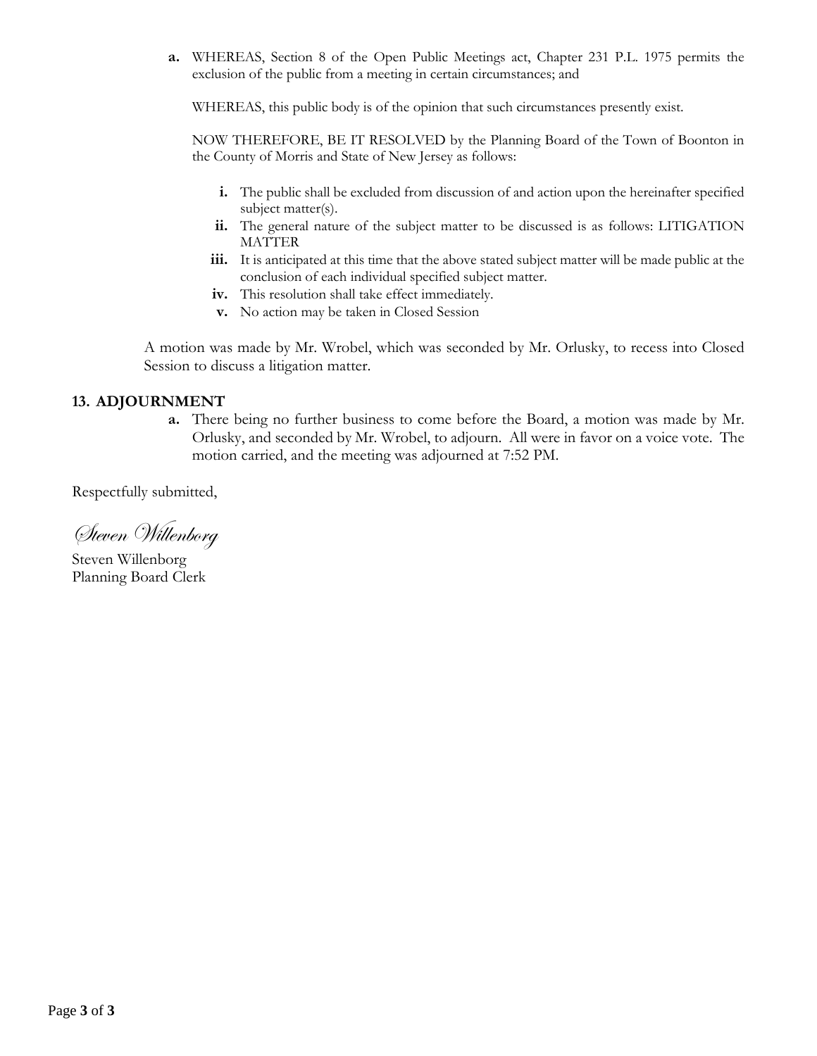a. WHEREAS, Section 8 of the Open Public Meetings act, Chapter 231 P.L. 1975 permits the exclusion of the public from a meeting in certain circumstances; and

   WHEREAS, this public body is of the opinion that such circumstances presently exist.

   NOW THEREFORE, BE IT RESOLVED by the Planning Board of the Town of Boonton in the County of Morris and State of New Jersey as follows:

   i. The public shall be excluded from discussion of and action upon the hereinafter specified subject matter(s).
   ii. The general nature of the subject matter to be discussed is as follows: LITIGATION MATTER
   iii. It is anticipated at this time that the above stated subject matter will be made public at the conclusion of each individual specified subject matter.
   iv. This resolution shall take effect immediately.
   v. No action may be taken in Closed Session

A motion was made by Mr. Wrobel, which was seconded by Mr. Orlusky, to recess into Closed Session to discuss a litigation matter.

## 13. ADJOURNMENT

a. There being no further business to come before the Board, a motion was made by Mr. Orlusky, and seconded by Mr. Wrobel, to adjourn. All were in favor on a voice vote. The motion carried, and the meeting was adjourned at 7:52 PM.

Respectfully submitted,

*Steven Willenborg*

Steven Willenborg
Planning Board Clerk